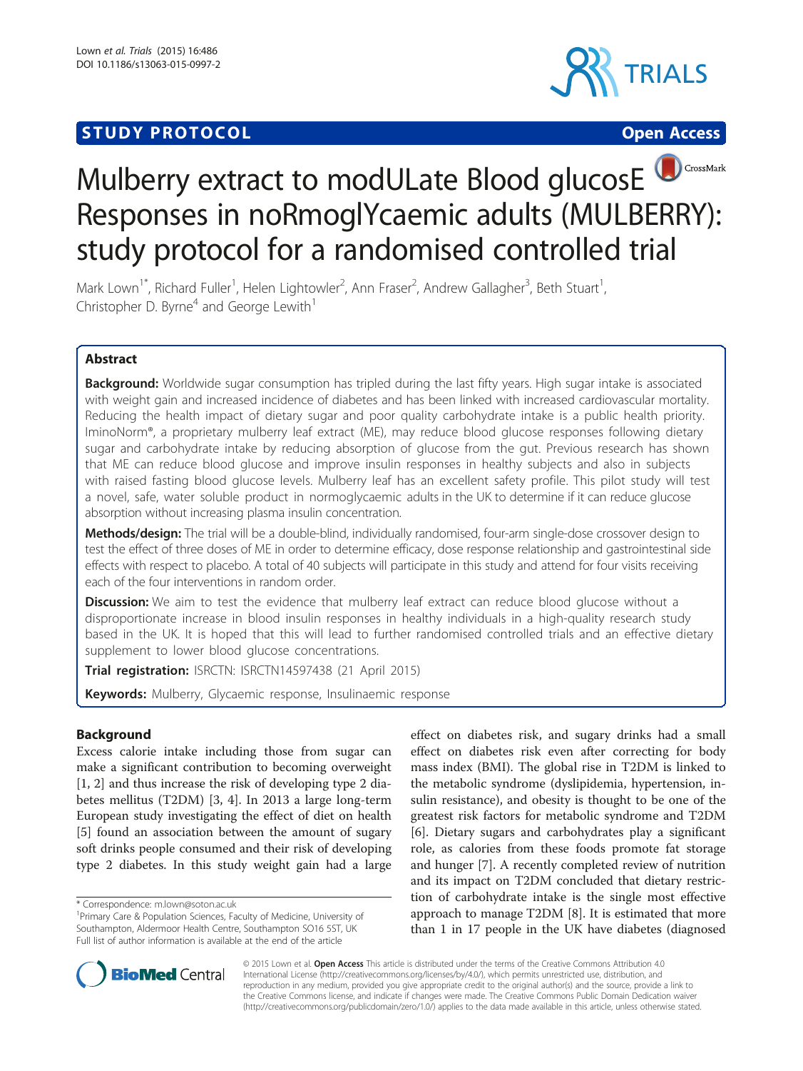**STUDY PROTOCOL** **Open Access**

# Mulberry extract to modULate Blood glucosE Responses in noRmoglYcaemic adults (MULBERRY): study protocol for a randomised controlled trial

Mark Lown[1*], Richard Fuller[1], Helen Lightowler[2], Ann Fraser[2], Andrew Gallagher[3], Beth Stuart[1], Christopher D. Byrne[4] and George Lewith[1]

## Abstract

**Background:** Worldwide sugar consumption has tripled during the last fifty years. High sugar intake is associated with weight gain and increased incidence of diabetes and has been linked with increased cardiovascular mortality. Reducing the health impact of dietary sugar and poor quality carbohydrate intake is a public health priority. IminoNorm®, a proprietary mulberry leaf extract (ME), may reduce blood glucose responses following dietary sugar and carbohydrate intake by reducing absorption of glucose from the gut. Previous research has shown that ME can reduce blood glucose and improve insulin responses in healthy subjects and also in subjects with raised fasting blood glucose levels. Mulberry leaf has an excellent safety profile. This pilot study will test a novel, safe, water soluble product in normoglycaemic adults in the UK to determine if it can reduce glucose absorption without increasing plasma insulin concentration.

**Methods/design:** The trial will be a double-blind, individually randomised, four-arm single-dose crossover design to test the effect of three doses of ME in order to determine efficacy, dose response relationship and gastrointestinal side effects with respect to placebo. A total of 40 subjects will participate in this study and attend for four visits receiving each of the four interventions in random order.

**Discussion:** We aim to test the evidence that mulberry leaf extract can reduce blood glucose without a disproportionate increase in blood insulin responses in healthy individuals in a high-quality research study based in the UK. It is hoped that this will lead to further randomised controlled trials and an effective dietary supplement to lower blood glucose concentrations.

**Trial registration:** ISRCTN: ISRCTN14597438 (21 April 2015)

**Keywords:** Mulberry, Glycaemic response, Insulinaemic response

## Background

Excess calorie intake including those from sugar can make a significant contribution to becoming overweight [1, 2] and thus increase the risk of developing type 2 diabetes mellitus (T2DM) [3, 4]. In 2013 a large long-term European study investigating the effect of diet on health [5] found an association between the amount of sugary soft drinks people consumed and their risk of developing type 2 diabetes. In this study weight gain had a large effect on diabetes risk, and sugary drinks had a small effect on diabetes risk even after correcting for body mass index (BMI). The global rise in T2DM is linked to the metabolic syndrome (dyslipidemia, hypertension, insulin resistance), and obesity is thought to be one of the greatest risk factors for metabolic syndrome and T2DM [6]. Dietary sugars and carbohydrates play a significant role, as calories from these foods promote fat storage and hunger [7]. A recently completed review of nutrition and its impact on T2DM concluded that dietary restriction of carbohydrate intake is the single most effective approach to manage T2DM [8]. It is estimated that more than 1 in 17 people in the UK have diabetes (diagnosed

\* Correspondence: m.lown@soton.ac.uk
[1]Primary Care & Population Sciences, Faculty of Medicine, University of Southampton, Aldermoor Health Centre, Southampton SO16 5ST, UK
Full list of author information is available at the end of the article

© 2015 Lown et al. **Open Access** This article is distributed under the terms of the Creative Commons Attribution 4.0 International License (http://creativecommons.org/licenses/by/4.0/), which permits unrestricted use, distribution, and reproduction in any medium, provided you give appropriate credit to the original author(s) and the source, provide a link to the Creative Commons license, and indicate if changes were made. The Creative Commons Public Domain Dedication waiver (http://creativecommons.org/publicdomain/zero/1.0/) applies to the data made available in this article, unless otherwise stated.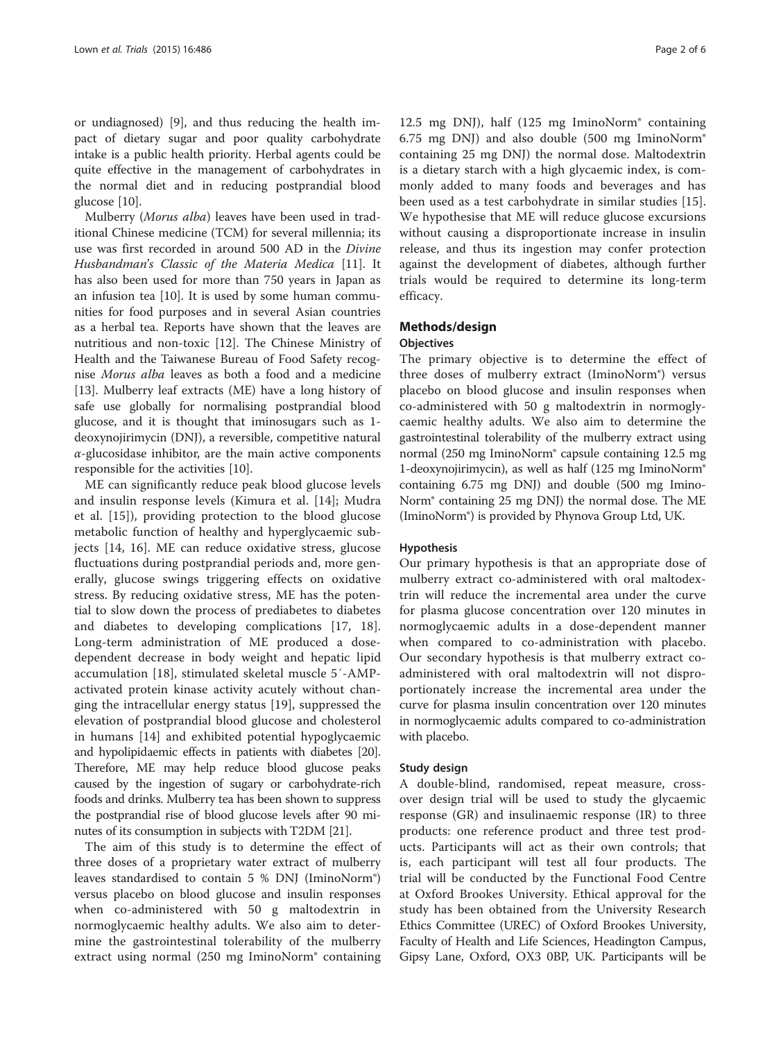or undiagnosed) [9], and thus reducing the health impact of dietary sugar and poor quality carbohydrate intake is a public health priority. Herbal agents could be quite effective in the management of carbohydrates in the normal diet and in reducing postprandial blood glucose [10].

Mulberry (*Morus alba*) leaves have been used in traditional Chinese medicine (TCM) for several millennia; its use was first recorded in around 500 AD in the *Divine Husbandman's Classic of the Materia Medica* [11]. It has also been used for more than 750 years in Japan as an infusion tea [10]. It is used by some human communities for food purposes and in several Asian countries as a herbal tea. Reports have shown that the leaves are nutritious and non-toxic [12]. The Chinese Ministry of Health and the Taiwanese Bureau of Food Safety recognise *Morus alba* leaves as both a food and a medicine [13]. Mulberry leaf extracts (ME) have a long history of safe use globally for normalising postprandial blood glucose, and it is thought that iminosugars such as 1-deoxynojirimycin (DNJ), a reversible, competitive natural $\alpha$-glucosidase inhibitor, are the main active components responsible for the activities [10].

ME can significantly reduce peak blood glucose levels and insulin response levels (Kimura et al. [14]; Mudra et al. [15]), providing protection to the blood glucose metabolic function of healthy and hyperglycaemic subjects [14, 16]. ME can reduce oxidative stress, glucose fluctuations during postprandial periods and, more generally, glucose swings triggering effects on oxidative stress. By reducing oxidative stress, ME has the potential to slow down the process of prediabetes to diabetes and diabetes to developing complications [17, 18]. Long-term administration of ME produced a dose-dependent decrease in body weight and hepatic lipid accumulation [18], stimulated skeletal muscle 5′-AMP-activated protein kinase activity acutely without changing the intracellular energy status [19], suppressed the elevation of postprandial blood glucose and cholesterol in humans [14] and exhibited potential hypoglycaemic and hypolipidaemic effects in patients with diabetes [20]. Therefore, ME may help reduce blood glucose peaks caused by the ingestion of sugary or carbohydrate-rich foods and drinks. Mulberry tea has been shown to suppress the postprandial rise of blood glucose levels after 90 minutes of its consumption in subjects with T2DM [21].

The aim of this study is to determine the effect of three doses of a proprietary water extract of mulberry leaves standardised to contain 5 % DNJ (IminoNorm®) versus placebo on blood glucose and insulin responses when co-administered with 50 g maltodextrin in normoglycaemic healthy adults. We also aim to determine the gastrointestinal tolerability of the mulberry extract using normal (250 mg IminoNorm® containing 12.5 mg DNJ), half (125 mg IminoNorm® containing 6.75 mg DNJ) and also double (500 mg IminoNorm® containing 25 mg DNJ) the normal dose. Maltodextrin is a dietary starch with a high glycaemic index, is commonly added to many foods and beverages and has been used as a test carbohydrate in similar studies [15]. We hypothesise that ME will reduce glucose excursions without causing a disproportionate increase in insulin release, and thus its ingestion may confer protection against the development of diabetes, although further trials would be required to determine its long-term efficacy.

## Methods/design

### Objectives

The primary objective is to determine the effect of three doses of mulberry extract (IminoNorm®) versus placebo on blood glucose and insulin responses when co-administered with 50 g maltodextrin in normoglycaemic healthy adults. We also aim to determine the gastrointestinal tolerability of the mulberry extract using normal (250 mg IminoNorm® capsule containing 12.5 mg 1-deoxynojirimycin), as well as half (125 mg IminoNorm® containing 6.75 mg DNJ) and double (500 mg IminoNorm® containing 25 mg DNJ) the normal dose. The ME (IminoNorm®) is provided by Phynova Group Ltd, UK.

### Hypothesis

Our primary hypothesis is that an appropriate dose of mulberry extract co-administered with oral maltodextrin will reduce the incremental area under the curve for plasma glucose concentration over 120 minutes in normoglycaemic adults in a dose-dependent manner when compared to co-administration with placebo. Our secondary hypothesis is that mulberry extract co-administered with oral maltodextrin will not disproportionately increase the incremental area under the curve for plasma insulin concentration over 120 minutes in normoglycaemic adults compared to co-administration with placebo.

### Study design

A double-blind, randomised, repeat measure, cross-over design trial will be used to study the glycaemic response (GR) and insulinaemic response (IR) to three products: one reference product and three test products. Participants will act as their own controls; that is, each participant will test all four products. The trial will be conducted by the Functional Food Centre at Oxford Brookes University. Ethical approval for the study has been obtained from the University Research Ethics Committee (UREC) of Oxford Brookes University, Faculty of Health and Life Sciences, Headington Campus, Gipsy Lane, Oxford, OX3 0BP, UK. Participants will be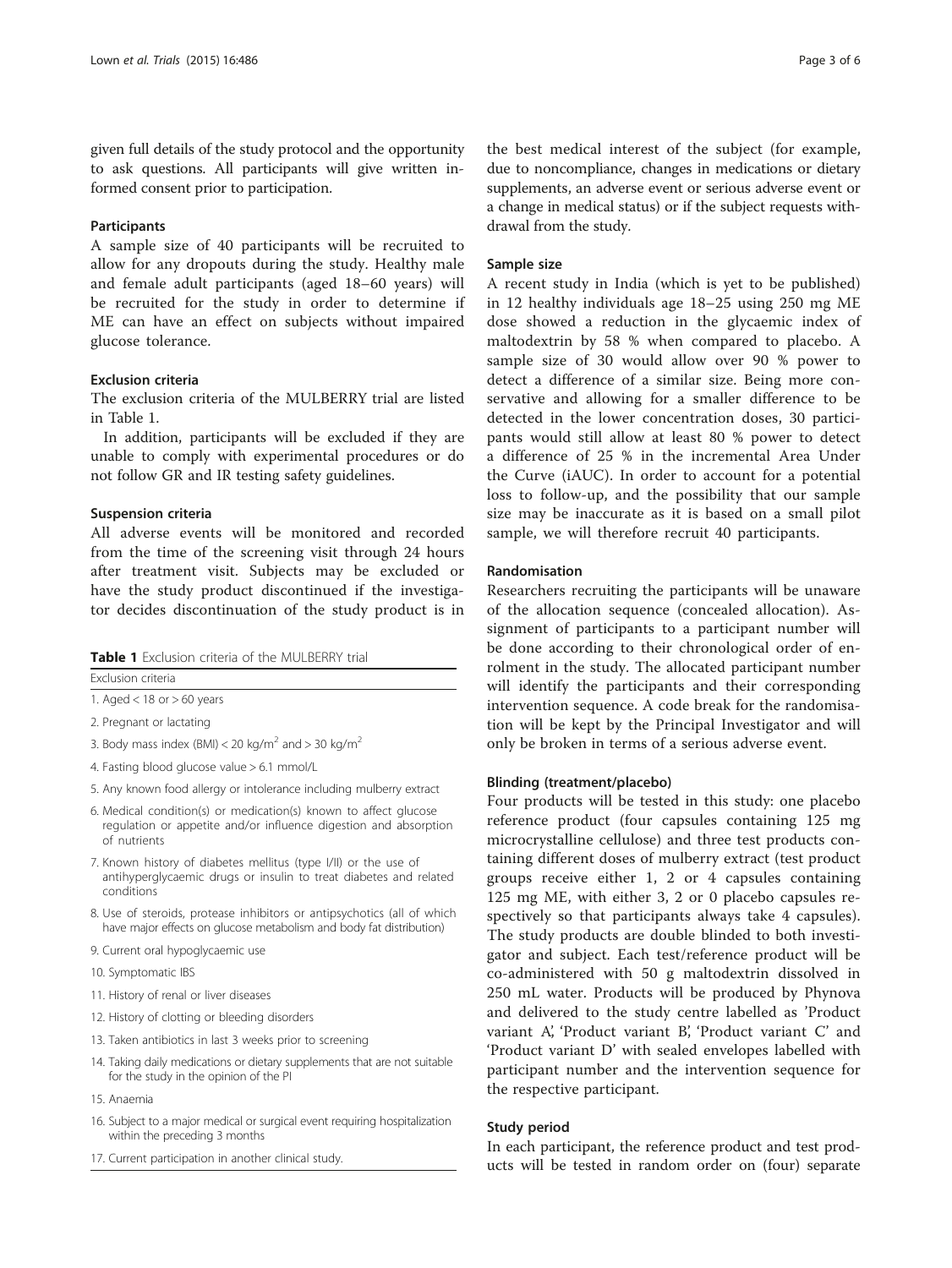given full details of the study protocol and the opportunity to ask questions. All participants will give written informed consent prior to participation.

#### Participants

A sample size of 40 participants will be recruited to allow for any dropouts during the study. Healthy male and female adult participants (aged 18–60 years) will be recruited for the study in order to determine if ME can have an effect on subjects without impaired glucose tolerance.

#### Exclusion criteria

The exclusion criteria of the MULBERRY trial are listed in Table 1.

In addition, participants will be excluded if they are unable to comply with experimental procedures or do not follow GR and IR testing safety guidelines.

#### Suspension criteria

All adverse events will be monitored and recorded from the time of the screening visit through 24 hours after treatment visit. Subjects may be excluded or have the study product discontinued if the investigator decides discontinuation of the study product is in the best medical interest of the subject (for example, due to noncompliance, changes in medications or dietary supplements, an adverse event or serious adverse event or a change in medical status) or if the subject requests withdrawal from the study.

**Table 1** Exclusion criteria of the MULBERRY trial

| Exclusion criteria |
| --- |
| 1. Aged < 18 or > 60 years |
| 2. Pregnant or lactating |
| 3. Body mass index (BMI) < 20 kg/m$^2$ and > 30 kg/m$^2$ |
| 4. Fasting blood glucose value > 6.1 mmol/L |
| 5. Any known food allergy or intolerance including mulberry extract |
| 6. Medical condition(s) or medication(s) known to affect glucose regulation or appetite and/or influence digestion and absorption of nutrients |
| 7. Known history of diabetes mellitus (type I/II) or the use of antihyperglycaemic drugs or insulin to treat diabetes and related conditions |
| 8. Use of steroids, protease inhibitors or antipsychotics (all of which have major effects on glucose metabolism and body fat distribution) |
| 9. Current oral hypoglycaemic use |
| 10. Symptomatic IBS |
| 11. History of renal or liver diseases |
| 12. History of clotting or bleeding disorders |
| 13. Taken antibiotics in last 3 weeks prior to screening |
| 14. Taking daily medications or dietary supplements that are not suitable for the study in the opinion of the PI |
| 15. Anaemia |
| 16. Subject to a major medical or surgical event requiring hospitalization within the preceding 3 months |
| 17. Current participation in another clinical study. |

#### Sample size

A recent study in India (which is yet to be published) in 12 healthy individuals age 18–25 using 250 mg ME dose showed a reduction in the glycaemic index of maltodextrin by 58 % when compared to placebo. A sample size of 30 would allow over 90 % power to detect a difference of a similar size. Being more conservative and allowing for a smaller difference to be detected in the lower concentration doses, 30 participants would still allow at least 80 % power to detect a difference of 25 % in the incremental Area Under the Curve (iAUC). In order to account for a potential loss to follow-up, and the possibility that our sample size may be inaccurate as it is based on a small pilot sample, we will therefore recruit 40 participants.

#### Randomisation

Researchers recruiting the participants will be unaware of the allocation sequence (concealed allocation). Assignment of participants to a participant number will be done according to their chronological order of enrolment in the study. The allocated participant number will identify the participants and their corresponding intervention sequence. A code break for the randomisation will be kept by the Principal Investigator and will only be broken in terms of a serious adverse event.

#### Blinding (treatment/placebo)

Four products will be tested in this study: one placebo reference product (four capsules containing 125 mg microcrystalline cellulose) and three test products containing different doses of mulberry extract (test product groups receive either 1, 2 or 4 capsules containing 125 mg ME, with either 3, 2 or 0 placebo capsules respectively so that participants always take 4 capsules). The study products are double blinded to both investigator and subject. Each test/reference product will be co-administered with 50 g maltodextrin dissolved in 250 mL water. Products will be produced by Phynova and delivered to the study centre labelled as 'Product variant A', 'Product variant B', 'Product variant C' and 'Product variant D' with sealed envelopes labelled with participant number and the intervention sequence for the respective participant.

#### Study period

In each participant, the reference product and test products will be tested in random order on (four) separate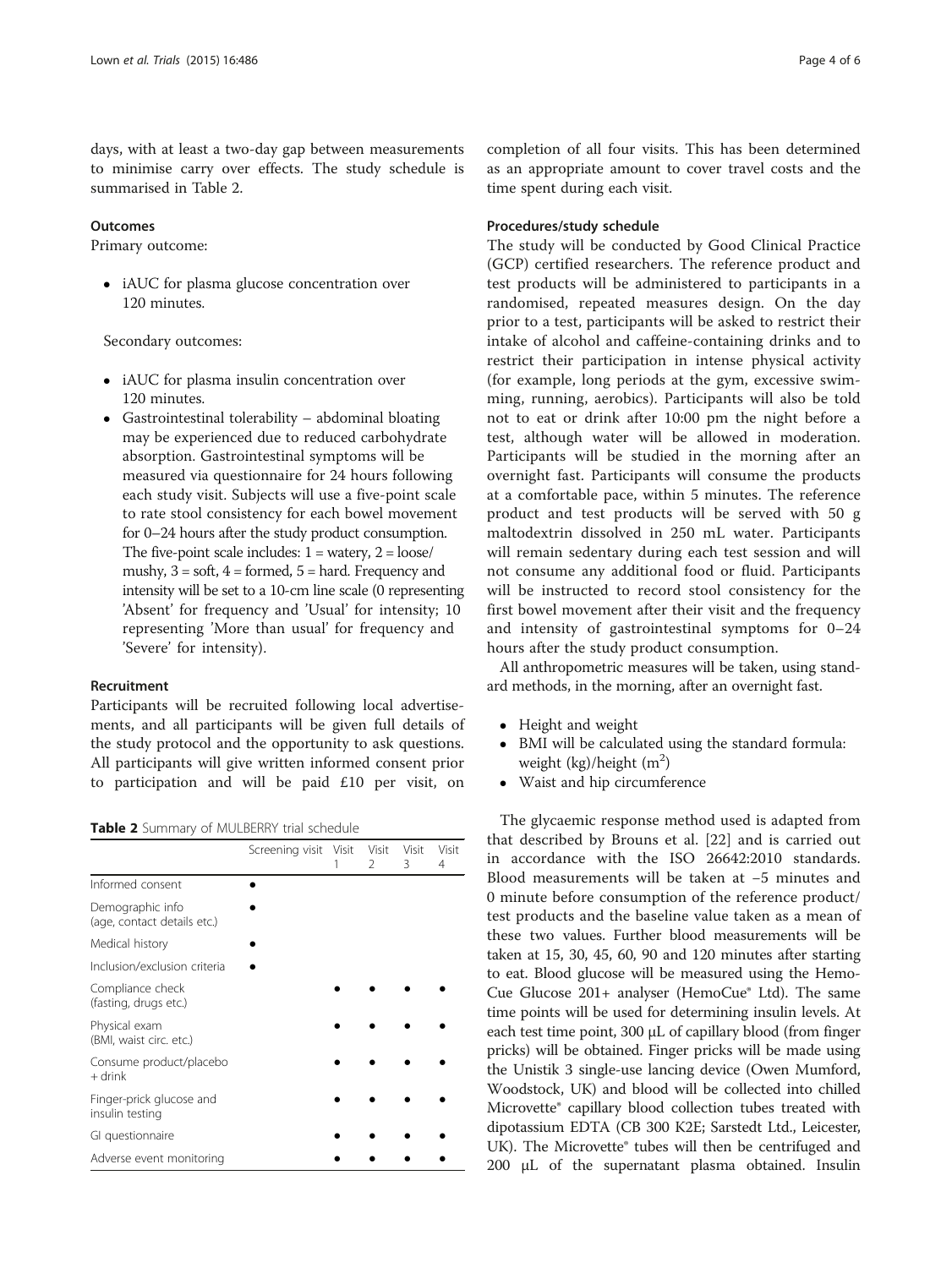days, with at least a two-day gap between measurements to minimise carry over effects. The study schedule is summarised in Table 2.

### Outcomes

Primary outcome:

- iAUC for plasma glucose concentration over 120 minutes.

Secondary outcomes:

- iAUC for plasma insulin concentration over 120 minutes.
- Gastrointestinal tolerability – abdominal bloating may be experienced due to reduced carbohydrate absorption. Gastrointestinal symptoms will be measured via questionnaire for 24 hours following each study visit. Subjects will use a five-point scale to rate stool consistency for each bowel movement for 0–24 hours after the study product consumption. The five-point scale includes: 1 = watery, 2 = loose/ mushy, 3 = soft, 4 = formed, 5 = hard. Frequency and intensity will be set to a 10-cm line scale (0 representing 'Absent' for frequency and 'Usual' for intensity; 10 representing 'More than usual' for frequency and 'Severe' for intensity).

### Recruitment

Participants will be recruited following local advertisements, and all participants will be given full details of the study protocol and the opportunity to ask questions. All participants will give written informed consent prior to participation and will be paid £10 per visit, on completion of all four visits. This has been determined as an appropriate amount to cover travel costs and the time spent during each visit.

**Table 2** Summary of MULBERRY trial schedule

| | Screening visit | Visit 1 | Visit 2 | Visit 3 | Visit 4 |
|---|---|---|---|---|---|
| Informed consent | ● | | | | |
| Demographic info (age, contact details etc.) | ● | | | | |
| Medical history | ● | | | | |
| Inclusion/exclusion criteria | ● | | | | |
| Compliance check (fasting, drugs etc.) | | ● | ● | ● | ● |
| Physical exam (BMI, waist circ. etc.) | | ● | ● | ● | ● |
| Consume product/placebo + drink | | ● | ● | ● | ● |
| Finger-prick glucose and insulin testing | | ● | ● | ● | ● |
| GI questionnaire | | ● | ● | ● | ● |
| Adverse event monitoring | | ● | ● | ● | ● |

### Procedures/study schedule

The study will be conducted by Good Clinical Practice (GCP) certified researchers. The reference product and test products will be administered to participants in a randomised, repeated measures design. On the day prior to a test, participants will be asked to restrict their intake of alcohol and caffeine-containing drinks and to restrict their participation in intense physical activity (for example, long periods at the gym, excessive swimming, running, aerobics). Participants will also be told not to eat or drink after 10:00 pm the night before a test, although water will be allowed in moderation. Participants will be studied in the morning after an overnight fast. Participants will consume the products at a comfortable pace, within 5 minutes. The reference product and test products will be served with 50 g maltodextrin dissolved in 250 mL water. Participants will remain sedentary during each test session and will not consume any additional food or fluid. Participants will be instructed to record stool consistency for the first bowel movement after their visit and the frequency and intensity of gastrointestinal symptoms for 0–24 hours after the study product consumption.

All anthropometric measures will be taken, using standard methods, in the morning, after an overnight fast.

- Height and weight
- BMI will be calculated using the standard formula: weight (kg)/height ($m^2$)
- Waist and hip circumference

The glycaemic response method used is adapted from that described by Brouns et al. [22] and is carried out in accordance with the ISO 26642:2010 standards. Blood measurements will be taken at −5 minutes and 0 minute before consumption of the reference product/ test products and the baseline value taken as a mean of these two values. Further blood measurements will be taken at 15, 30, 45, 60, 90 and 120 minutes after starting to eat. Blood glucose will be measured using the HemoCue Glucose 201+ analyser (HemoCue® Ltd). The same time points will be used for determining insulin levels. At each test time point, 300 μL of capillary blood (from finger pricks) will be obtained. Finger pricks will be made using the Unistik 3 single-use lancing device (Owen Mumford, Woodstock, UK) and blood will be collected into chilled Microvette® capillary blood collection tubes treated with dipotassium EDTA (CB 300 K2E; Sarstedt Ltd., Leicester, UK). The Microvette® tubes will then be centrifuged and 200 μL of the supernatant plasma obtained. Insulin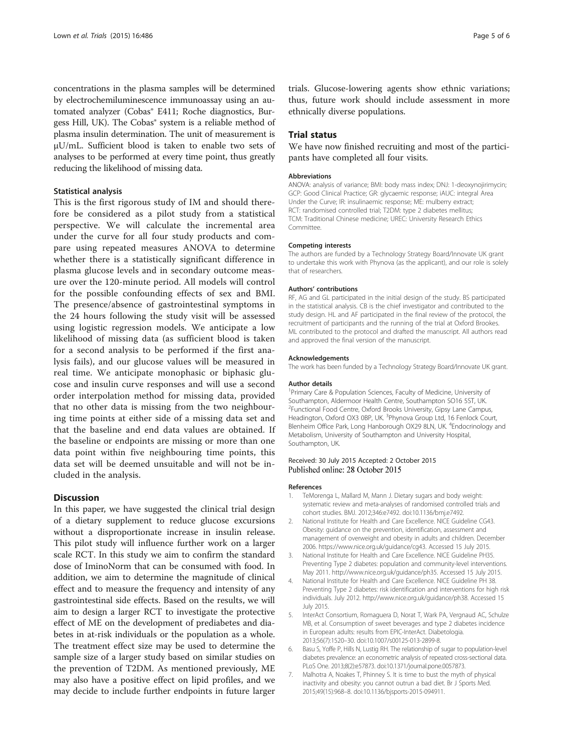concentrations in the plasma samples will be determined by electrochemiluminescence immunoassay using an automated analyzer (Cobas® E411; Roche diagnostics, Burgess Hill, UK). The Cobas® system is a reliable method of plasma insulin determination. The unit of measurement is μU/mL. Sufficient blood is taken to enable two sets of analyses to be performed at every time point, thus greatly reducing the likelihood of missing data.

### Statistical analysis

This is the first rigorous study of IM and should therefore be considered as a pilot study from a statistical perspective. We will calculate the incremental area under the curve for all four study products and compare using repeated measures ANOVA to determine whether there is a statistically significant difference in plasma glucose levels and in secondary outcome measure over the 120-minute period. All models will control for the possible confounding effects of sex and BMI. The presence/absence of gastrointestinal symptoms in the 24 hours following the study visit will be assessed using logistic regression models. We anticipate a low likelihood of missing data (as sufficient blood is taken for a second analysis to be performed if the first analysis fails), and our glucose values will be measured in real time. We anticipate monophasic or biphasic glucose and insulin curve responses and will use a second order interpolation method for missing data, provided that no other data is missing from the two neighbouring time points at either side of a missing data set and that the baseline and end data values are obtained. If the baseline or endpoints are missing or more than one data point within five neighbouring time points, this data set will be deemed unsuitable and will not be included in the analysis.

## Discussion

In this paper, we have suggested the clinical trial design of a dietary supplement to reduce glucose excursions without a disproportionate increase in insulin release. This pilot study will influence further work on a larger scale RCT. In this study we aim to confirm the standard dose of IminoNorm that can be consumed with food. In addition, we aim to determine the magnitude of clinical effect and to measure the frequency and intensity of any gastrointestinal side effects. Based on the results, we will aim to design a larger RCT to investigate the protective effect of ME on the development of prediabetes and diabetes in at-risk individuals or the population as a whole. The treatment effect size may be used to determine the sample size of a larger study based on similar studies on the prevention of T2DM. As mentioned previously, ME may also have a positive effect on lipid profiles, and we may decide to include further endpoints in future larger trials. Glucose-lowering agents show ethnic variations; thus, future work should include assessment in more ethnically diverse populations.

## Trial status

We have now finished recruiting and most of the participants have completed all four visits.

#### Abbreviations

ANOVA: analysis of variance; BMI: body mass index; DNJ: 1-deoxynojirimycin; GCP: Good Clinical Practice; GR: glycaemic response; iAUC: integral Area Under the Curve; IR: insulinaemic response; ME: mulberry extract; RCT: randomised controlled trial; T2DM: type 2 diabetes mellitus; TCM: Traditional Chinese medicine; UREC: University Research Ethics Committee.

#### Competing interests

The authors are funded by a Technology Strategy Board/Innovate UK grant to undertake this work with Phynova (as the applicant), and our role is solely that of researchers.

#### Authors' contributions

RF, AG and GL participated in the initial design of the study. BS participated in the statistical analysis. CB is the chief investigator and contributed to the study design. HL and AF participated in the final review of the protocol, the recruitment of participants and the running of the trial at Oxford Brookes. ML contributed to the protocol and drafted the manuscript. All authors read and approved the final version of the manuscript.

#### Acknowledgements

The work has been funded by a Technology Strategy Board/Innovate UK grant.

#### Author details

[1]Primary Care & Population Sciences, Faculty of Medicine, University of Southampton, Aldermoor Health Centre, Southampton SO16 5ST, UK. [2]Functional Food Centre, Oxford Brooks University, Gipsy Lane Campus, Headington, Oxford OX3 0BP, UK. [3]Phynova Group Ltd, 16 Fenlock Court, Blenheim Office Park, Long Hanborough OX29 8LN, UK. [4]Endocrinology and Metabolism, University of Southampton and University Hospital, Southampton, UK.

Received: 30 July 2015 Accepted: 2 October 2015
Published online: 28 October 2015

#### References

1. TeMorenga L, Mallard M, Mann J. Dietary sugars and body weight: systematic review and meta-analyses of randomised controlled trials and cohort studies. BMJ. 2012;346:e7492. doi:10.1136/bmj.e7492.
2. National Institute for Health and Care Excellence. NICE Guideline CG43. Obesity: guidance on the prevention, identification, assessment and management of overweight and obesity in adults and children. December 2006. https://www.nice.org.uk/guidance/cg43. Accessed 15 July 2015.
3. National Institute for Health and Care Excellence. NICE Guideline PH35. Preventing Type 2 diabetes: population and community-level interventions. May 2011. http://www.nice.org.uk/guidance/ph35. Accessed 15 July 2015.
4. National Institute for Health and Care Excellence. NICE Guideline PH 38. Preventing Type 2 diabetes: risk identification and interventions for high risk individuals. July 2012. http://www.nice.org.uk/guidance/ph38. Accessed 15 July 2015.
5. InterAct Consortium, Romaguera D, Norat T, Wark PA, Vergnaud AC, Schulze MB, et al. Consumption of sweet beverages and type 2 diabetes incidence in European adults: results from EPIC-InterAct. Diabetologia. 2013;56(7):1520–30. doi:10.1007/s00125-013-2899-8.
6. Basu S, Yoffe P, Hills N, Lustig RH. The relationship of sugar to population-level diabetes prevalence: an econometric analysis of repeated cross-sectional data. PLoS One. 2013;8(2):e57873. doi:10.1371/journal.pone.0057873.
7. Malhotra A, Noakes T, Phinney S. It is time to bust the myth of physical inactivity and obesity: you cannot outrun a bad diet. Br J Sports Med. 2015;49(15):968–8. doi:10.1136/bjsports-2015-094911.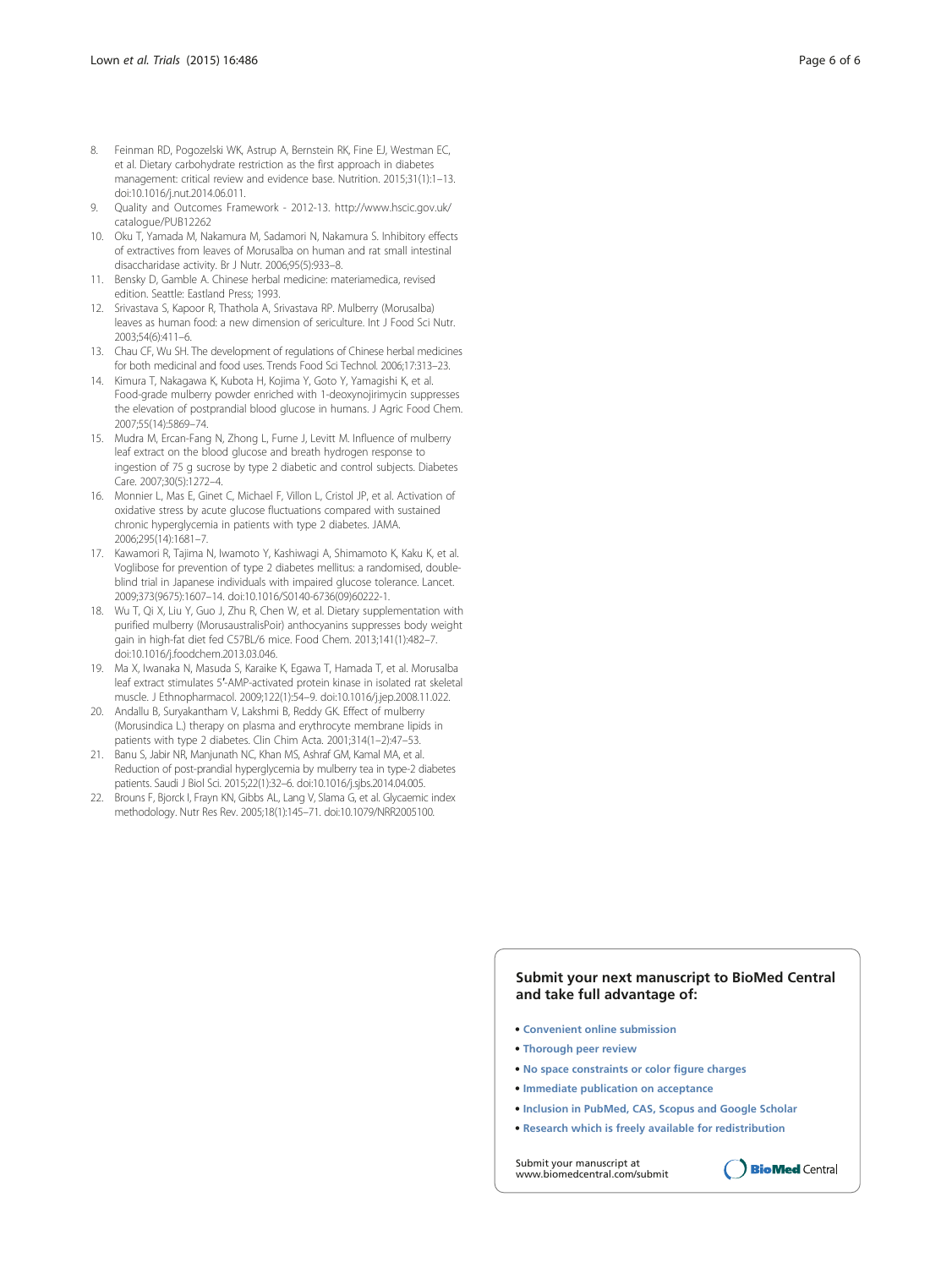8. Feinman RD, Pogozelski WK, Astrup A, Bernstein RK, Fine EJ, Westman EC, et al. Dietary carbohydrate restriction as the first approach in diabetes management: critical review and evidence base. Nutrition. 2015;31(1):1–13. doi:10.1016/j.nut.2014.06.011.
9. Quality and Outcomes Framework - 2012-13. http://www.hscic.gov.uk/catalogue/PUB12262
10. Oku T, Yamada M, Nakamura M, Sadamori N, Nakamura S. Inhibitory effects of extractives from leaves of Morusalba on human and rat small intestinal disaccharidase activity. Br J Nutr. 2006;95(5):933–8.
11. Bensky D, Gamble A. Chinese herbal medicine: materiamedica, revised edition. Seattle: Eastland Press; 1993.
12. Srivastava S, Kapoor R, Thathola A, Srivastava RP. Mulberry (Morusalba) leaves as human food: a new dimension of sericulture. Int J Food Sci Nutr. 2003;54(6):411–6.
13. Chau CF, Wu SH. The development of regulations of Chinese herbal medicines for both medicinal and food uses. Trends Food Sci Technol. 2006;17:313–23.
14. Kimura T, Nakagawa K, Kubota H, Kojima Y, Goto Y, Yamagishi K, et al. Food-grade mulberry powder enriched with 1-deoxynojirimycin suppresses the elevation of postprandial blood glucose in humans. J Agric Food Chem. 2007;55(14):5869–74.
15. Mudra M, Ercan-Fang N, Zhong L, Furne J, Levitt M. Influence of mulberry leaf extract on the blood glucose and breath hydrogen response to ingestion of 75 g sucrose by type 2 diabetic and control subjects. Diabetes Care. 2007;30(5):1272–4.
16. Monnier L, Mas E, Ginet C, Michael F, Villon L, Cristol JP, et al. Activation of oxidative stress by acute glucose fluctuations compared with sustained chronic hyperglycemia in patients with type 2 diabetes. JAMA. 2006;295(14):1681–7.
17. Kawamori R, Tajima N, Iwamoto Y, Kashiwagi A, Shimamoto K, Kaku K, et al. Voglibose for prevention of type 2 diabetes mellitus: a randomised, double-blind trial in Japanese individuals with impaired glucose tolerance. Lancet. 2009;373(9675):1607–14. doi:10.1016/S0140-6736(09)60222-1.
18. Wu T, Qi X, Liu Y, Guo J, Zhu R, Chen W, et al. Dietary supplementation with purified mulberry (MorusaustralisPoir) anthocyanins suppresses body weight gain in high-fat diet fed C57BL/6 mice. Food Chem. 2013;141(1):482–7. doi:10.1016/j.foodchem.2013.03.046.
19. Ma X, Iwanaka N, Masuda S, Karaike K, Egawa T, Hamada T, et al. Morusalba leaf extract stimulates 5′-AMP-activated protein kinase in isolated rat skeletal muscle. J Ethnopharmacol. 2009;122(1):54–9. doi:10.1016/j.jep.2008.11.022.
20. Andallu B, Suryakantham V, Lakshmi B, Reddy GK. Effect of mulberry (Morusindica L.) therapy on plasma and erythrocyte membrane lipids in patients with type 2 diabetes. Clin Chim Acta. 2001;314(1–2):47–53.
21. Banu S, Jabir NR, Manjunath NC, Khan MS, Ashraf GM, Kamal MA, et al. Reduction of post-prandial hyperglycemia by mulberry tea in type-2 diabetes patients. Saudi J Biol Sci. 2015;22(1):32–6. doi:10.1016/j.sjbs.2014.04.005.
22. Brouns F, Bjorck I, Frayn KN, Gibbs AL, Lang V, Slama G, et al. Glycaemic index methodology. Nutr Res Rev. 2005;18(1):145–71. doi:10.1079/NRR2005100.

**Submit your next manuscript to BioMed Central and take full advantage of:**

- **Convenient online submission**
- **Thorough peer review**
- **No space constraints or color figure charges**
- **Immediate publication on acceptance**
- **Inclusion in PubMed, CAS, Scopus and Google Scholar**
- **Research which is freely available for redistribution**

Submit your manuscript at
www.biomedcentral.com/submit

BioMed Central